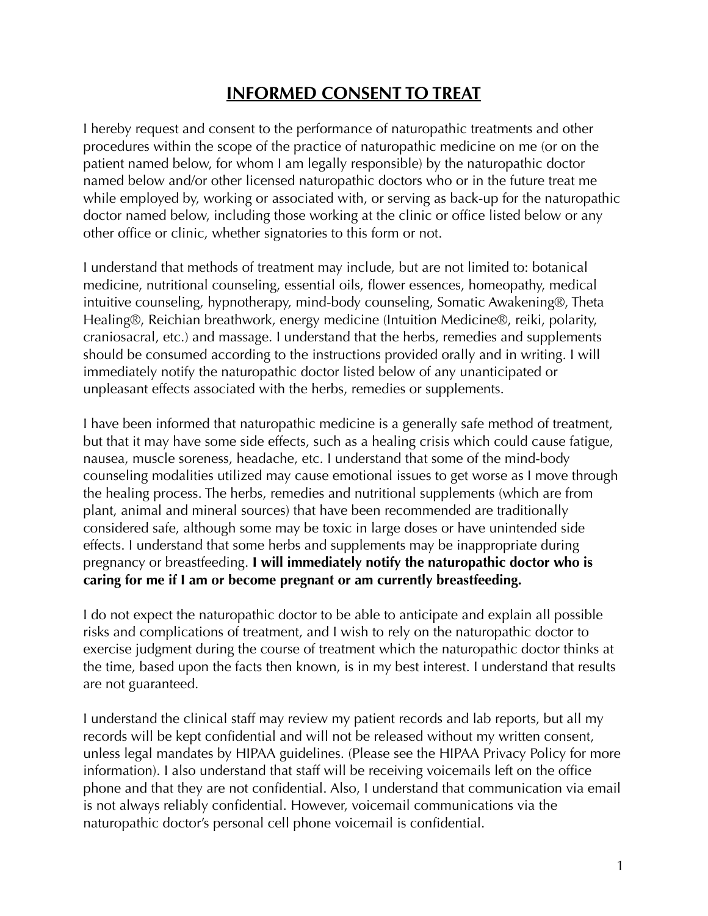# INFORMED CONSENT TO TREAT

I hereby request and consent to the performance of naturopathic treatments and other procedures within the scope of the practice of naturopathic medicine on me (or on the patient named below, for whom I am legally responsible) by the naturopathic doctor named below and/or other licensed naturopathic doctors who or in the future treat me while employed by, working or associated with, or serving as back-up for the naturopathic doctor named below, including those working at the clinic or office listed below or any other office or clinic, whether signatories to this form or not.

I understand that methods of treatment may include, but are not limited to: botanical medicine, nutritional counseling, essential oils, flower essences, homeopathy, medical intuitive counseling, hypnotherapy, mind-body counseling, Somatic Awakening®, Theta Healing®, Reichian breathwork, energy medicine (Intuition Medicine®, reiki, polarity, craniosacral, etc.) and massage. I understand that the herbs, remedies and supplements should be consumed according to the instructions provided orally and in writing. I will immediately notify the naturopathic doctor listed below of any unanticipated or unpleasant effects associated with the herbs, remedies or supplements.

I have been informed that naturopathic medicine is a generally safe method of treatment, but that it may have some side effects, such as a healing crisis which could cause fatigue, nausea, muscle soreness, headache, etc. I understand that some of the mind-body counseling modalities utilized may cause emotional issues to get worse as I move through the healing process. The herbs, remedies and nutritional supplements (which are from plant, animal and mineral sources) that have been recommended are traditionally considered safe, although some may be toxic in large doses or have unintended side effects. I understand that some herbs and supplements may be inappropriate during pregnancy or breastfeeding. **I will immediately notify the naturopathic doctor who is caring for me if I am or become pregnant or am currently breastfeeding.**

I do not expect the naturopathic doctor to be able to anticipate and explain all possible risks and complications of treatment, and I wish to rely on the naturopathic doctor to exercise judgment during the course of treatment which the naturopathic doctor thinks at the time, based upon the facts then known, is in my best interest. I understand that results are not guaranteed.

I understand the clinical staff may review my patient records and lab reports, but all my records will be kept confidential and will not be released without my written consent, unless legal mandates by HIPAA guidelines. (Please see the HIPAA Privacy Policy for more information). I also understand that staff will be receiving voicemails left on the office phone and that they are not confidential. Also, I understand that communication via email is not always reliably confidential. However, voicemail communications via the naturopathic doctor's personal cell phone voicemail is confidential.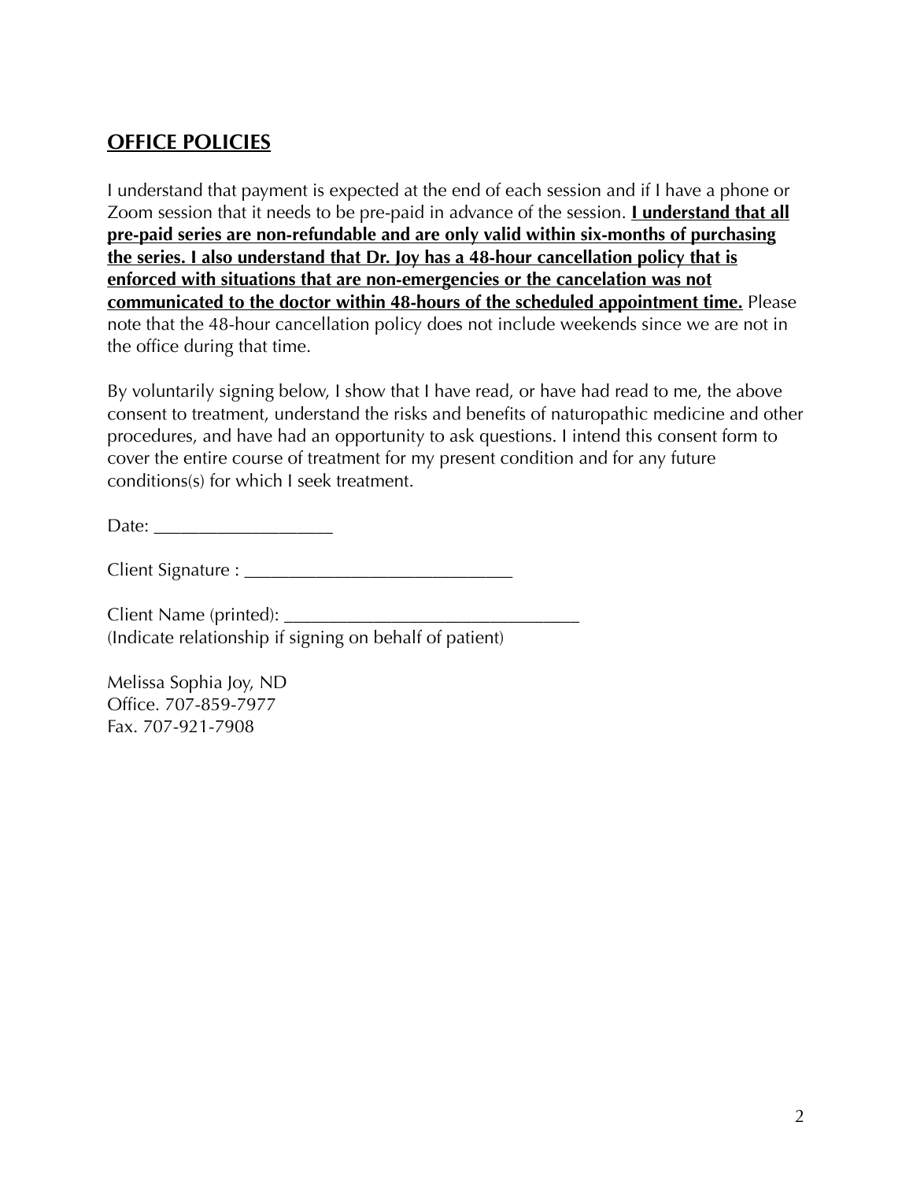## <u>OFFICE POLICIES</u>

I understand that payment is expected at the end of each session and if I have a phone or Zoom session that it needs to be pre-paid in advance of the session. **<u>I understand that all pre-paid series are non-refundable and are only valid within six-months of purchasing the series. I also understand that Dr. Joy has a 48-hour cancellation policy that is enforced with situations that are non-emergencies or the cancelation was not communicated to the doctor within 48-hours of the scheduled appointment time.</u>** Please note that the 48-hour cancellation policy does not include weekends since we are not in the office during that time.

By voluntarily signing below, I show that I have read, or have had read to me, the above consent to treatment, understand the risks and benefits of naturopathic medicine and other procedures, and have had an opportunity to ask questions. I intend this consent form to cover the entire course of treatment for my present condition and for any future conditions(s) for which I seek treatment.

Date: ___________________

Client Signature : _____________________________

Client Name (printed): ________________________________
(Indicate relationship if signing on behalf of patient)

Melissa Sophia Joy, ND
Office. 707-859-7977
Fax. 707-921-7908